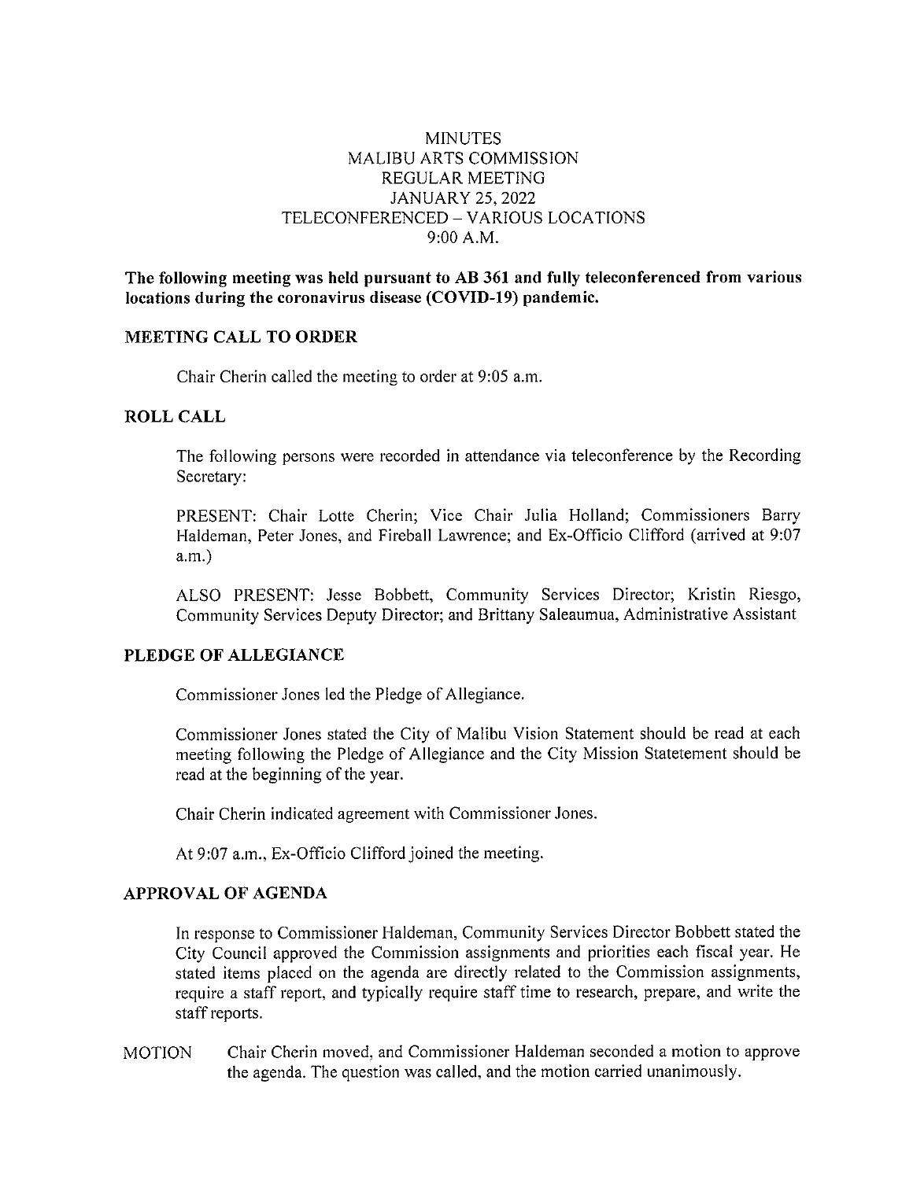MINUTES
MALIBU ARTS COMMISSION
REGULAR MEETING
JANUARY 25, 2022
TELECONFERENCED – VARIOUS LOCATIONS
9:00 A.M.

**The following meeting was held pursuant to AB 361 and fully teleconferenced from various locations during the coronavirus disease (COVID-19) pandemic.**

## MEETING CALL TO ORDER

Chair Cherin called the meeting to order at 9:05 a.m.

## ROLL CALL

The following persons were recorded in attendance via teleconference by the Recording Secretary:

PRESENT: Chair Lotte Cherin; Vice Chair Julia Holland; Commissioners Barry Haldeman, Peter Jones, and Fireball Lawrence; and Ex-Officio Clifford (arrived at 9:07 a.m.)

ALSO PRESENT: Jesse Bobbett, Community Services Director; Kristin Riesgo, Community Services Deputy Director; and Brittany Saleaumua, Administrative Assistant

## PLEDGE OF ALLEGIANCE

Commissioner Jones led the Pledge of Allegiance.

Commissioner Jones stated the City of Malibu Vision Statement should be read at each meeting following the Pledge of Allegiance and the City Mission Statetement should be read at the beginning of the year.

Chair Cherin indicated agreement with Commissioner Jones.

At 9:07 a.m., Ex-Officio Clifford joined the meeting.

## APPROVAL OF AGENDA

In response to Commissioner Haldeman, Community Services Director Bobbett stated the City Council approved the Commission assignments and priorities each fiscal year. He stated items placed on the agenda are directly related to the Commission assignments, require a staff report, and typically require staff time to research, prepare, and write the staff reports.

MOTION Chair Cherin moved, and Commissioner Haldeman seconded a motion to approve the agenda. The question was called, and the motion carried unanimously.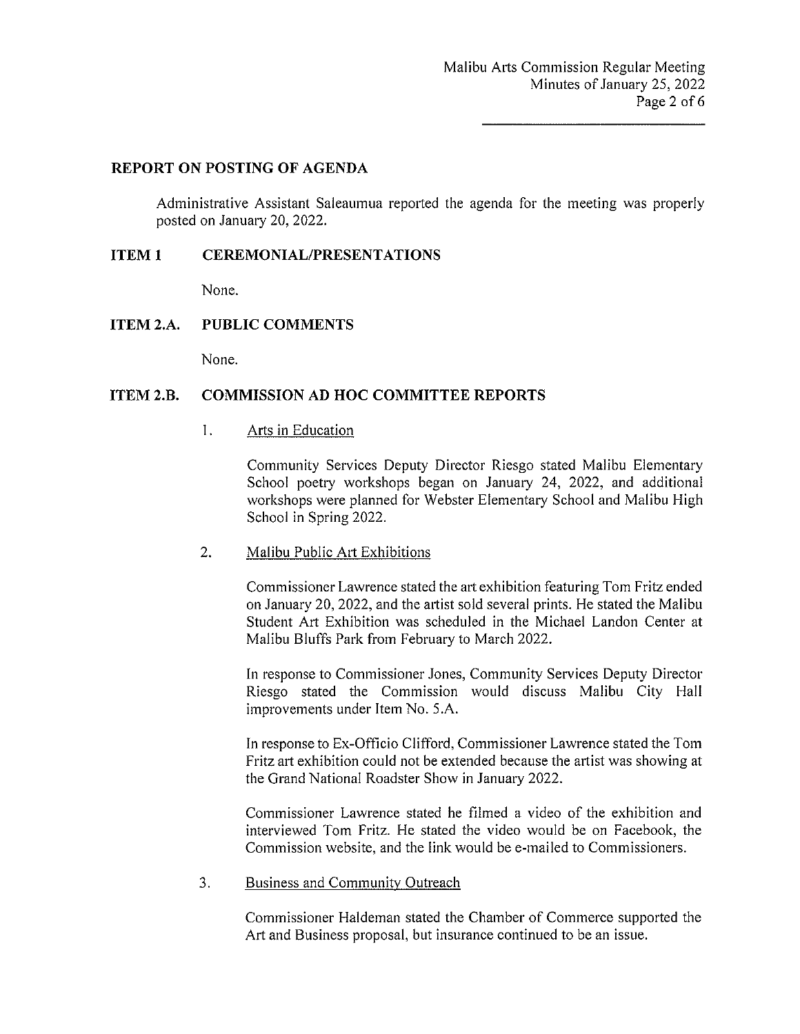## REPORT ON POSTING OF AGENDA

Administrative Assistant Saleaumua reported the agenda for the meeting was properly posted on January 20, 2022.

## ITEM 1 CEREMONIAL/PRESENTATIONS

None.

## ITEM 2.A. PUBLIC COMMENTS

None.

## ITEM 2.B. COMMISSION AD HOC COMMITTEE REPORTS

1. Arts in Education

   Community Services Deputy Director Riesgo stated Malibu Elementary School poetry workshops began on January 24, 2022, and additional workshops were planned for Webster Elementary School and Malibu High School in Spring 2022.

2. Malibu Public Art Exhibitions

   Commissioner Lawrence stated the art exhibition featuring Tom Fritz ended on January 20, 2022, and the artist sold several prints. He stated the Malibu Student Art Exhibition was scheduled in the Michael Landon Center at Malibu Bluffs Park from February to March 2022.

   In response to Commissioner Jones, Community Services Deputy Director Riesgo stated the Commission would discuss Malibu City Hall improvements under Item No. 5.A.

   In response to Ex-Officio Clifford, Commissioner Lawrence stated the Tom Fritz art exhibition could not be extended because the artist was showing at the Grand National Roadster Show in January 2022.

   Commissioner Lawrence stated he filmed a video of the exhibition and interviewed Tom Fritz. He stated the video would be on Facebook, the Commission website, and the link would be e-mailed to Commissioners.

3. Business and Community Outreach

   Commissioner Haldeman stated the Chamber of Commerce supported the Art and Business proposal, but insurance continued to be an issue.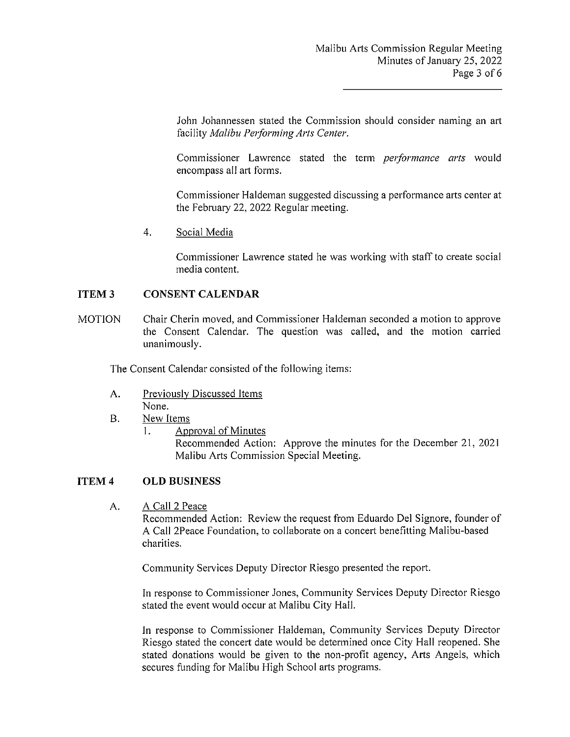John Johannessen stated the Commission should consider naming an art facility *Malibu Performing Arts Center*.

Commissioner Lawrence stated the term *performance arts* would encompass all art forms.

Commissioner Haldeman suggested discussing a performance arts center at the February 22, 2022 Regular meeting.

4. Social Media

   Commissioner Lawrence stated he was working with staff to create social media content.

## ITEM 3 CONSENT CALENDAR

MOTION Chair Cherin moved, and Commissioner Haldeman seconded a motion to approve the Consent Calendar. The question was called, and the motion carried unanimously.

The Consent Calendar consisted of the following items:

A. Previously Discussed Items
   None.

B. New Items
   1. Approval of Minutes
      Recommended Action: Approve the minutes for the December 21, 2021 Malibu Arts Commission Special Meeting.

## ITEM 4 OLD BUSINESS

A. A Call 2 Peace
   Recommended Action: Review the request from Eduardo Del Signore, founder of A Call 2Peace Foundation, to collaborate on a concert benefitting Malibu-based charities.

   Community Services Deputy Director Riesgo presented the report.

   In response to Commissioner Jones, Community Services Deputy Director Riesgo stated the event would occur at Malibu City Hall.

   In response to Commissioner Haldeman, Community Services Deputy Director Riesgo stated the concert date would be determined once City Hall reopened. She stated donations would be given to the non-profit agency, Arts Angels, which secures funding for Malibu High School arts programs.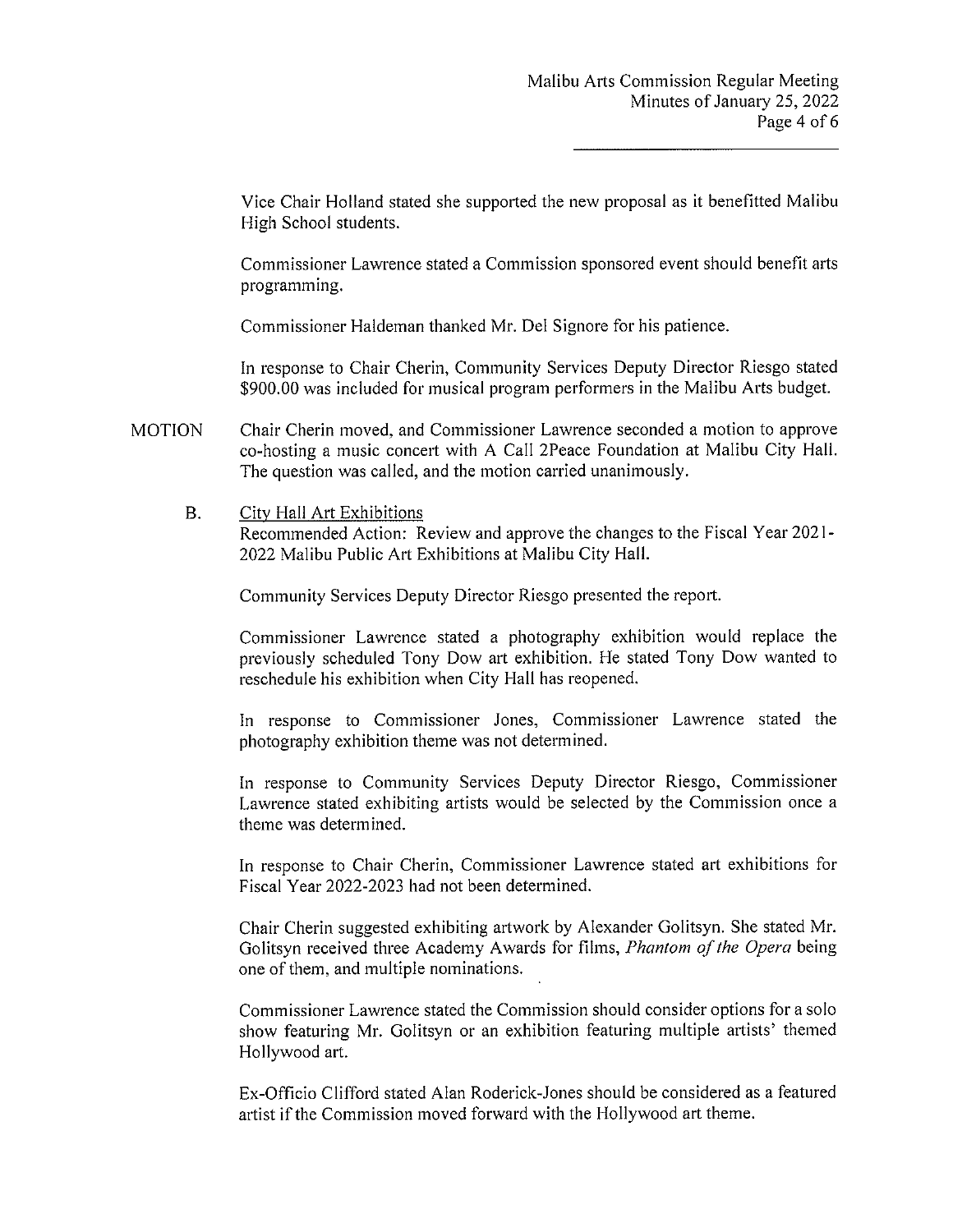Vice Chair Holland stated she supported the new proposal as it benefitted Malibu High School students.

Commissioner Lawrence stated a Commission sponsored event should benefit arts programming.

Commissioner Haldeman thanked Mr. Del Signore for his patience.

In response to Chair Cherin, Community Services Deputy Director Riesgo stated $900.00 was included for musical program performers in the Malibu Arts budget.

MOTION Chair Cherin moved, and Commissioner Lawrence seconded a motion to approve co-hosting a music concert with A Call 2Peace Foundation at Malibu City Hall. The question was called, and the motion carried unanimously.

B. City Hall Art Exhibitions
Recommended Action: Review and approve the changes to the Fiscal Year 2021-2022 Malibu Public Art Exhibitions at Malibu City Hall.

Community Services Deputy Director Riesgo presented the report.

Commissioner Lawrence stated a photography exhibition would replace the previously scheduled Tony Dow art exhibition. He stated Tony Dow wanted to reschedule his exhibition when City Hall has reopened.

In response to Commissioner Jones, Commissioner Lawrence stated the photography exhibition theme was not determined.

In response to Community Services Deputy Director Riesgo, Commissioner Lawrence stated exhibiting artists would be selected by the Commission once a theme was determined.

In response to Chair Cherin, Commissioner Lawrence stated art exhibitions for Fiscal Year 2022-2023 had not been determined.

Chair Cherin suggested exhibiting artwork by Alexander Golitsyn. She stated Mr. Golitsyn received three Academy Awards for films, *Phantom of the Opera* being one of them, and multiple nominations.

Commissioner Lawrence stated the Commission should consider options for a solo show featuring Mr. Golitsyn or an exhibition featuring multiple artists' themed Hollywood art.

Ex-Officio Clifford stated Alan Roderick-Jones should be considered as a featured artist if the Commission moved forward with the Hollywood art theme.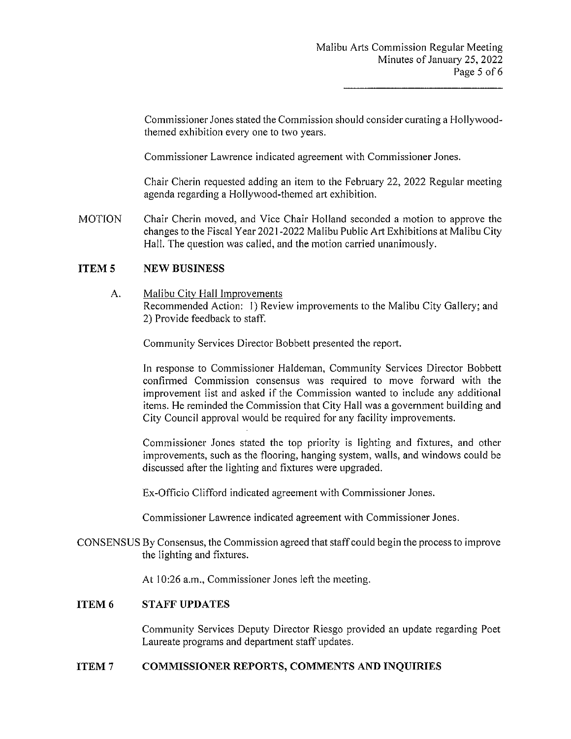Commissioner Jones stated the Commission should consider curating a Hollywood-themed exhibition every one to two years.

Commissioner Lawrence indicated agreement with Commissioner Jones.

Chair Cherin requested adding an item to the February 22, 2022 Regular meeting agenda regarding a Hollywood-themed art exhibition.

MOTION Chair Cherin moved, and Vice Chair Holland seconded a motion to approve the changes to the Fiscal Year 2021-2022 Malibu Public Art Exhibitions at Malibu City Hall. The question was called, and the motion carried unanimously.

## ITEM 5 NEW BUSINESS

A. Malibu City Hall Improvements
Recommended Action: 1) Review improvements to the Malibu City Gallery; and 2) Provide feedback to staff.

Community Services Director Bobbett presented the report.

In response to Commissioner Haldeman, Community Services Director Bobbett confirmed Commission consensus was required to move forward with the improvement list and asked if the Commission wanted to include any additional items. He reminded the Commission that City Hall was a government building and City Council approval would be required for any facility improvements.

Commissioner Jones stated the top priority is lighting and fixtures, and other improvements, such as the flooring, hanging system, walls, and windows could be discussed after the lighting and fixtures were upgraded.

Ex-Officio Clifford indicated agreement with Commissioner Jones.

Commissioner Lawrence indicated agreement with Commissioner Jones.

CONSENSUS By Consensus, the Commission agreed that staff could begin the process to improve the lighting and fixtures.

At 10:26 a.m., Commissioner Jones left the meeting.

## ITEM 6 STAFF UPDATES

Community Services Deputy Director Riesgo provided an update regarding Poet Laureate programs and department staff updates.

## ITEM 7 COMMISSIONER REPORTS, COMMENTS AND INQUIRIES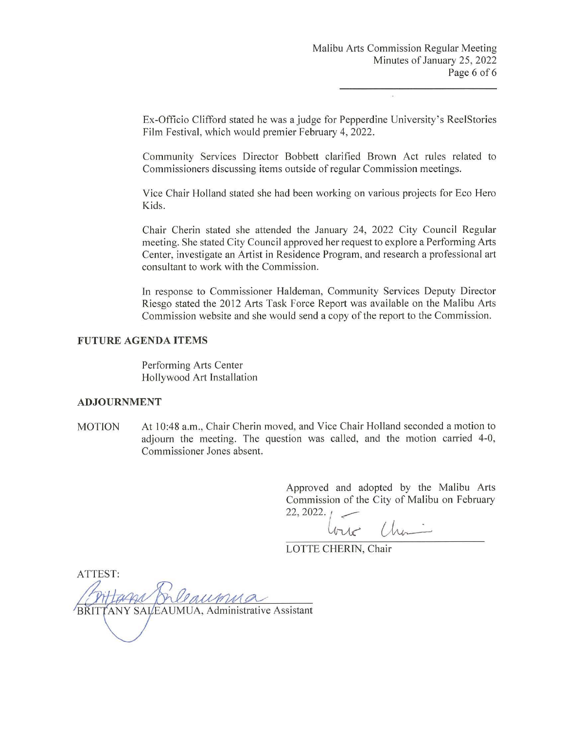Ex-Officio Clifford stated he was a judge for Pepperdine University's ReelStories Film Festival, which would premier February 4, 2022.

Community Services Director Bobbett clarified Brown Act rules related to Commissioners discussing items outside of regular Commission meetings.

Vice Chair Holland stated she had been working on various projects for Eco Hero Kids.

Chair Cherin stated she attended the January 24, 2022 City Council Regular meeting. She stated City Council approved her request to explore a Performing Arts Center, investigate an Artist in Residence Program, and research a professional art consultant to work with the Commission.

In response to Commissioner Haldeman, Community Services Deputy Director Riesgo stated the 2012 Arts Task Force Report was available on the Malibu Arts Commission website and she would send a copy of the report to the Commission.

## FUTURE AGENDA ITEMS

Performing Arts Center
Hollywood Art Installation

## ADJOURNMENT

MOTION At 10:48 a.m., Chair Cherin moved, and Vice Chair Holland seconded a motion to adjourn the meeting. The question was called, and the motion carried 4-0, Commissioner Jones absent.

Approved and adopted by the Malibu Arts Commission of the City of Malibu on February 22, 2022.

LOTTE CHERIN, Chair

ATTEST:

BRITTANY SALEAUMUA, Administrative Assistant